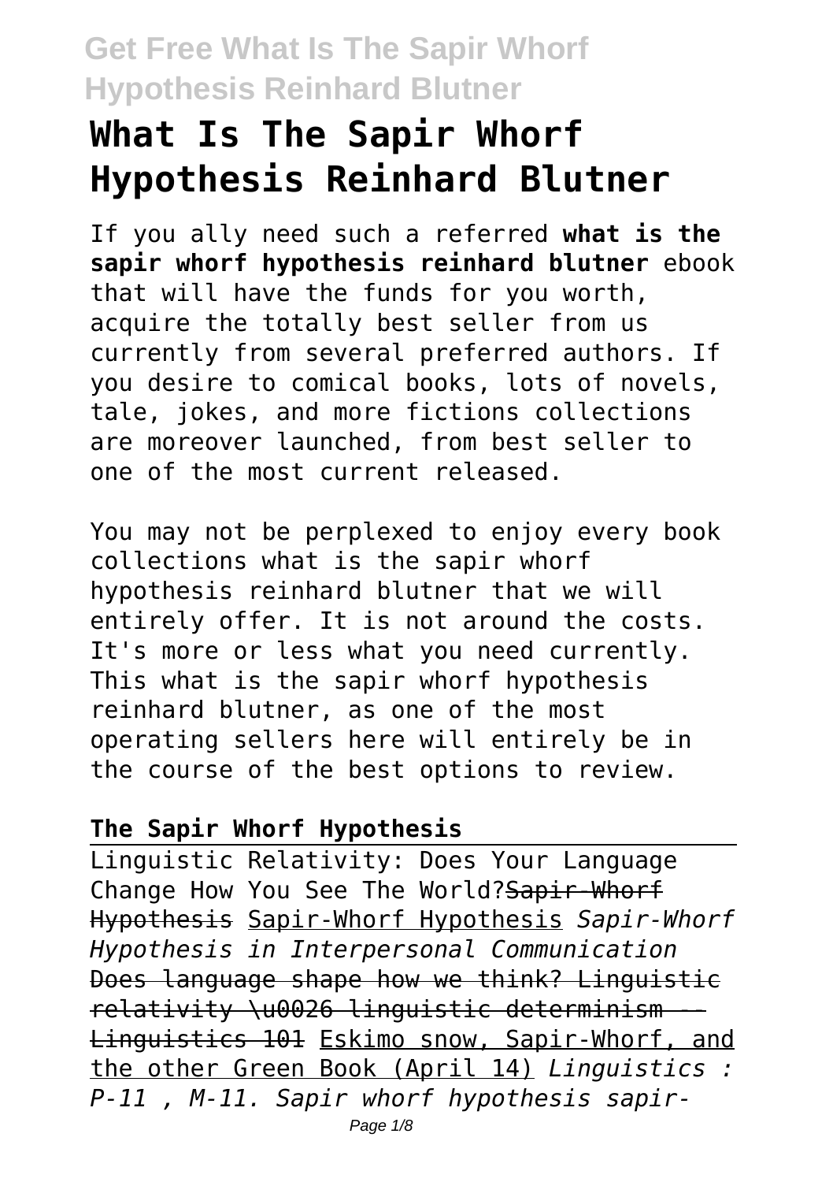# What Is The Sapir Whorf Hypothesis Reinhard Blutner

If you ally need such a referred **what is the sapir whorf hypothesis reinhard blutner** ebook that will have the funds for you worth, acquire the totally best seller from us currently from several preferred authors. If you desire to comical books, lots of novels, tale, jokes, and more fictions collections are moreover launched, from best seller to one of the most current released.

You may not be perplexed to enjoy every book collections what is the sapir whorf hypothesis reinhard blutner that we will entirely offer. It is not around the costs. It's more or less what you need currently. This what is the sapir whorf hypothesis reinhard blutner, as one of the most operating sellers here will entirely be in the course of the best options to review.

**The Sapir Whorf Hypothesis**

Linguistic Relativity: Does Your Language Change How You See The World? ~~Sapir-Whorf Hypothesis~~ Sapir-Whorf Hypothesis *Sapir-Whorf Hypothesis in Interpersonal Communication* ~~Does language shape how we think? Linguistic relativity \u0026 linguistic determinism -- Linguistics 101~~ Eskimo snow, Sapir-Whorf, and the other Green Book (April 14) *Linguistics : P-11 , M-11. Sapir whorf hypothesis sapir-*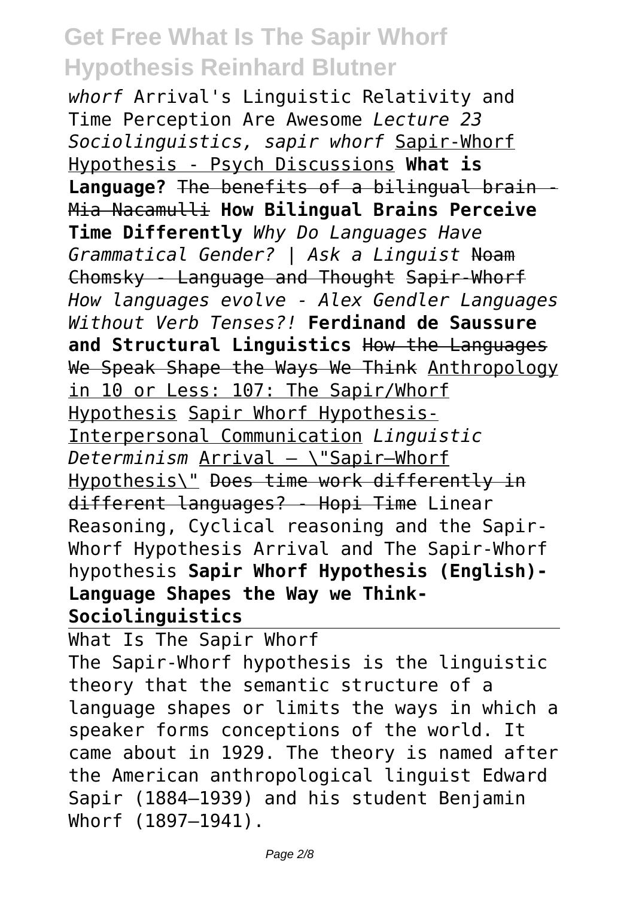*whorf* Arrival's Linguistic Relativity and Time Perception Are Awesome *Lecture 23 Sociolinguistics, sapir whorf* Sapir-Whorf Hypothesis - Psych Discussions **What is Language?** ~~The benefits of a bilingual brain - Mia Nacamulli~~ **How Bilingual Brains Perceive Time Differently** *Why Do Languages Have Grammatical Gender? | Ask a Linguist* ~~Noam Chomsky - Language and Thought~~ Sapir-Whorf *How languages evolve - Alex Gendler Languages Without Verb Tenses?!* **Ferdinand de Saussure and Structural Linguistics** ~~How the Languages We Speak Shape the Ways We Think~~ Anthropology in 10 or Less: 107: The Sapir/Whorf Hypothesis Sapir Whorf Hypothesis-Interpersonal Communication *Linguistic Determinism* Arrival – \"Sapir–Whorf Hypothesis\" ~~Does time work differently in different languages? - Hopi Time~~ Linear Reasoning, Cyclical reasoning and the Sapir-Whorf Hypothesis Arrival and The Sapir-Whorf hypothesis **Sapir Whorf Hypothesis (English)- Language Shapes the Way we Think- Sociolinguistics**

What Is The Sapir Whorf

The Sapir-Whorf hypothesis is the linguistic theory that the semantic structure of a language shapes or limits the ways in which a speaker forms conceptions of the world. It came about in 1929. The theory is named after the American anthropological linguist Edward Sapir (1884–1939) and his student Benjamin Whorf (1897–1941).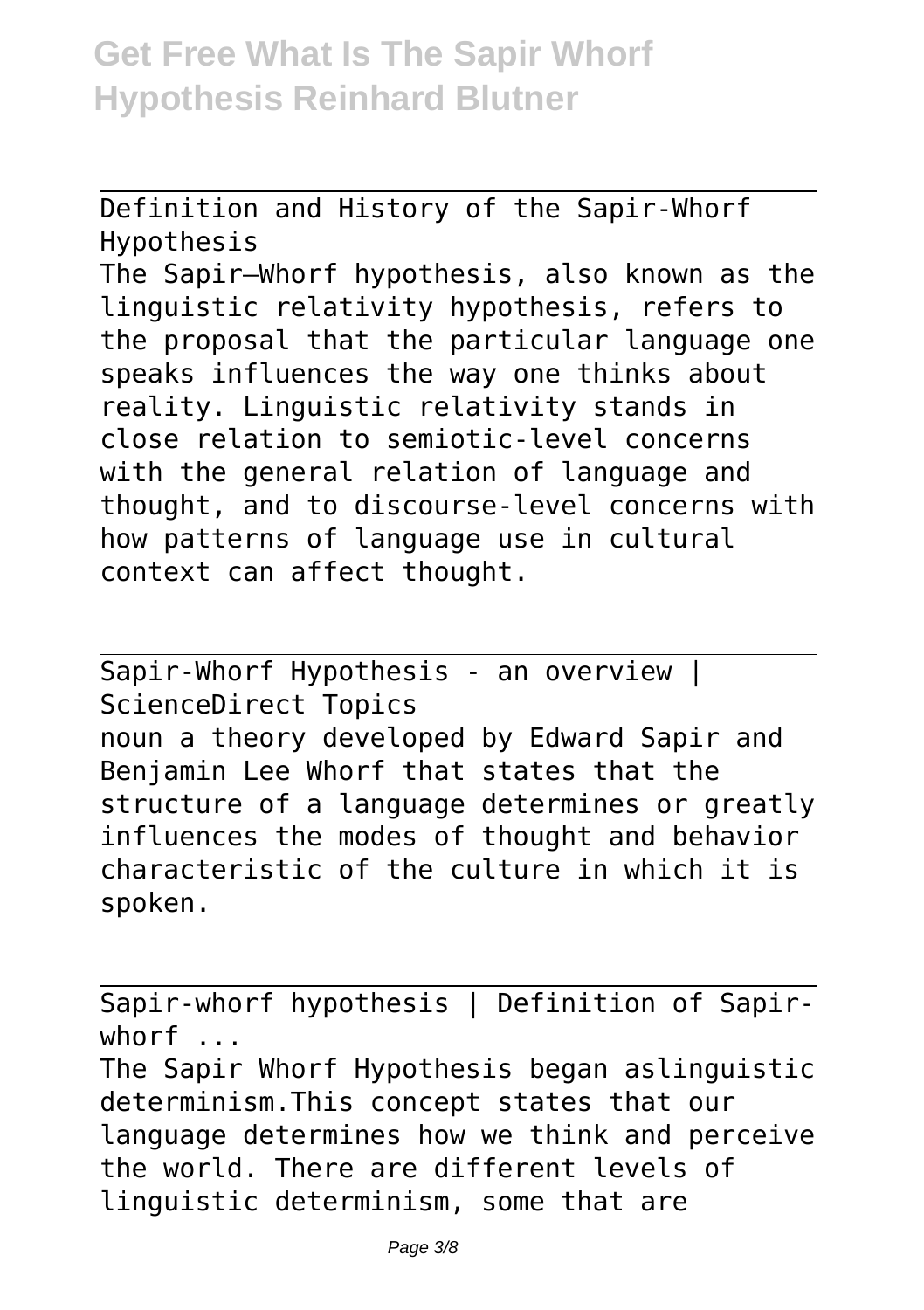Definition and History of the Sapir-Whorf Hypothesis

The Sapir–Whorf hypothesis, also known as the linguistic relativity hypothesis, refers to the proposal that the particular language one speaks influences the way one thinks about reality. Linguistic relativity stands in close relation to semiotic-level concerns with the general relation of language and thought, and to discourse-level concerns with how patterns of language use in cultural context can affect thought.

Sapir-Whorf Hypothesis - an overview | ScienceDirect Topics

noun a theory developed by Edward Sapir and Benjamin Lee Whorf that states that the structure of a language determines or greatly influences the modes of thought and behavior characteristic of the culture in which it is spoken.

Sapir-whorf hypothesis | Definition of Sapir-whorf ...

The Sapir Whorf Hypothesis began aslinguistic determinism.This concept states that our language determines how we think and perceive the world. There are different levels of linguistic determinism, some that are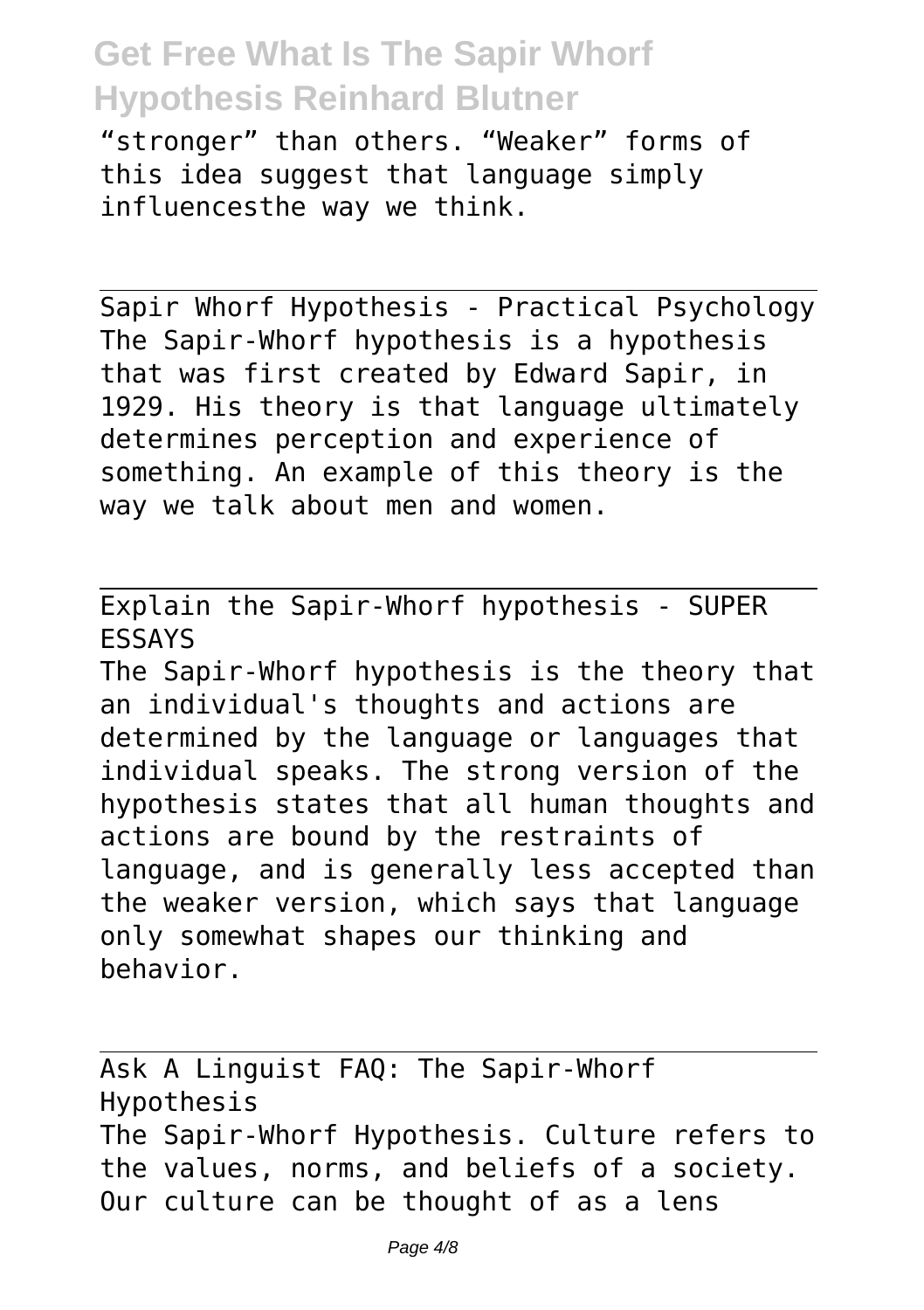"stronger" than others. "Weaker" forms of this idea suggest that language simply influencesthe way we think.

Sapir Whorf Hypothesis - Practical Psychology
The Sapir-Whorf hypothesis is a hypothesis that was first created by Edward Sapir, in 1929. His theory is that language ultimately determines perception and experience of something. An example of this theory is the way we talk about men and women.

Explain the Sapir-Whorf hypothesis - SUPER ESSAYS
The Sapir-Whorf hypothesis is the theory that an individual's thoughts and actions are determined by the language or languages that individual speaks. The strong version of the hypothesis states that all human thoughts and actions are bound by the restraints of language, and is generally less accepted than the weaker version, which says that language only somewhat shapes our thinking and behavior.

Ask A Linguist FAQ: The Sapir-Whorf Hypothesis
The Sapir-Whorf Hypothesis. Culture refers to the values, norms, and beliefs of a society. Our culture can be thought of as a lens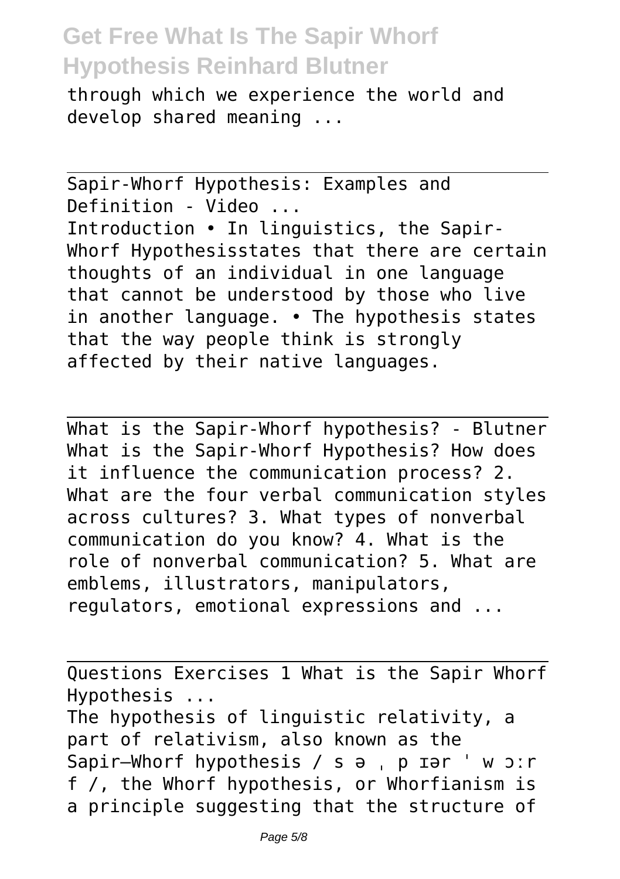through which we experience the world and develop shared meaning ...

Sapir-Whorf Hypothesis: Examples and Definition - Video ...

Introduction • In linguistics, the Sapir-Whorf Hypothesisstates that there are certain thoughts of an individual in one language that cannot be understood by those who live in another language. • The hypothesis states that the way people think is strongly affected by their native languages.

What is the Sapir-Whorf hypothesis? - Blutner

What is the Sapir-Whorf Hypothesis? How does it influence the communication process? 2. What are the four verbal communication styles across cultures? 3. What types of nonverbal communication do you know? 4. What is the role of nonverbal communication? 5. What are emblems, illustrators, manipulators, regulators, emotional expressions and ...

Questions Exercises 1 What is the Sapir Whorf Hypothesis ...

The hypothesis of linguistic relativity, a part of relativism, also known as the Sapir–Whorf hypothesis / s ə ˌ p ɪər ˈ w ɔːr f /, the Whorf hypothesis, or Whorfianism is a principle suggesting that the structure of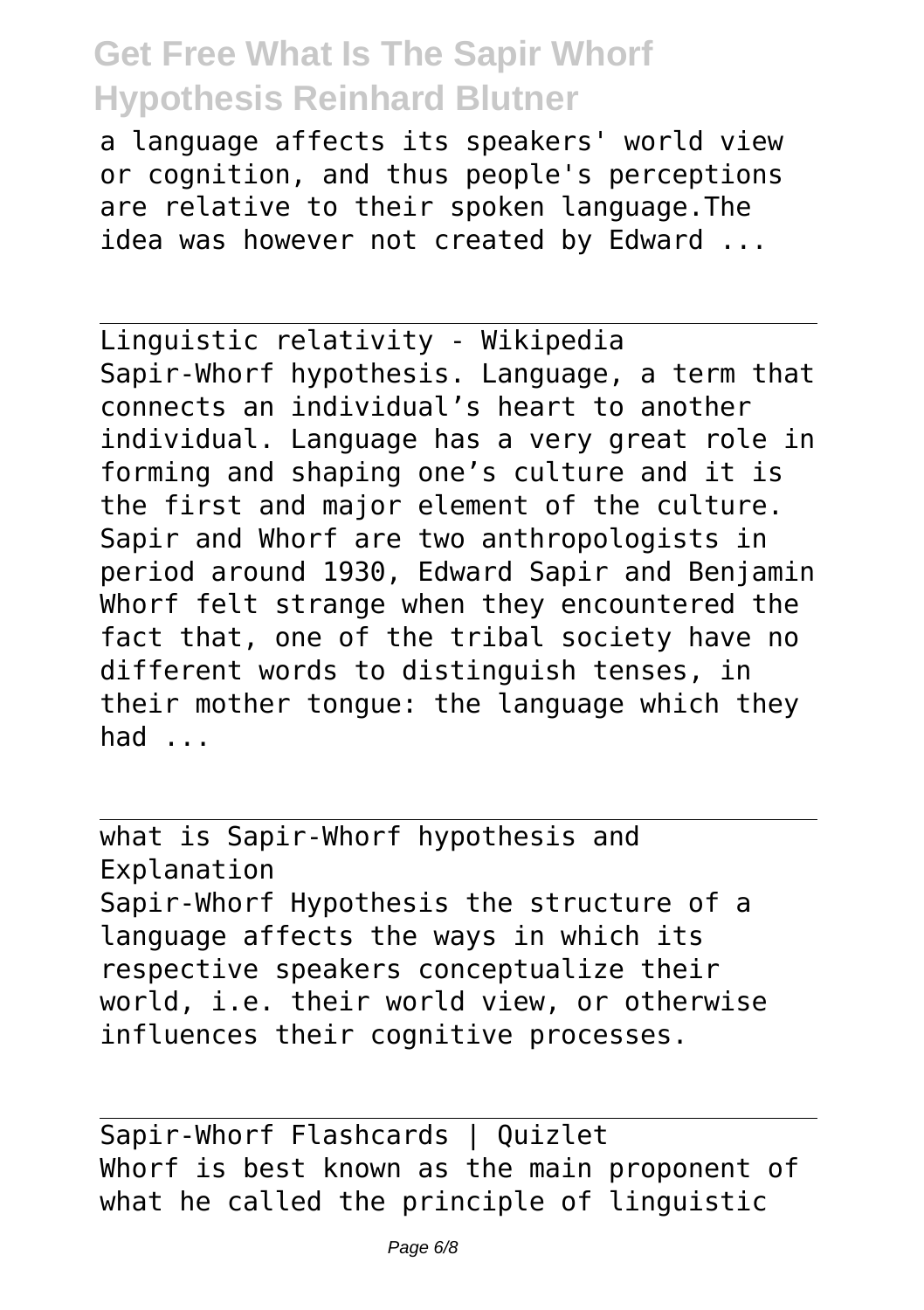a language affects its speakers' world view or cognition, and thus people's perceptions are relative to their spoken language.The idea was however not created by Edward ...

Linguistic relativity - Wikipedia

Sapir-Whorf hypothesis. Language, a term that connects an individual's heart to another individual. Language has a very great role in forming and shaping one's culture and it is the first and major element of the culture. Sapir and Whorf are two anthropologists in period around 1930, Edward Sapir and Benjamin Whorf felt strange when they encountered the fact that, one of the tribal society have no different words to distinguish tenses, in their mother tongue: the language which they had ...

what is Sapir-Whorf hypothesis and Explanation

Sapir-Whorf Hypothesis the structure of a language affects the ways in which its respective speakers conceptualize their world, i.e. their world view, or otherwise influences their cognitive processes.

Sapir-Whorf Flashcards | Quizlet

Whorf is best known as the main proponent of what he called the principle of linguistic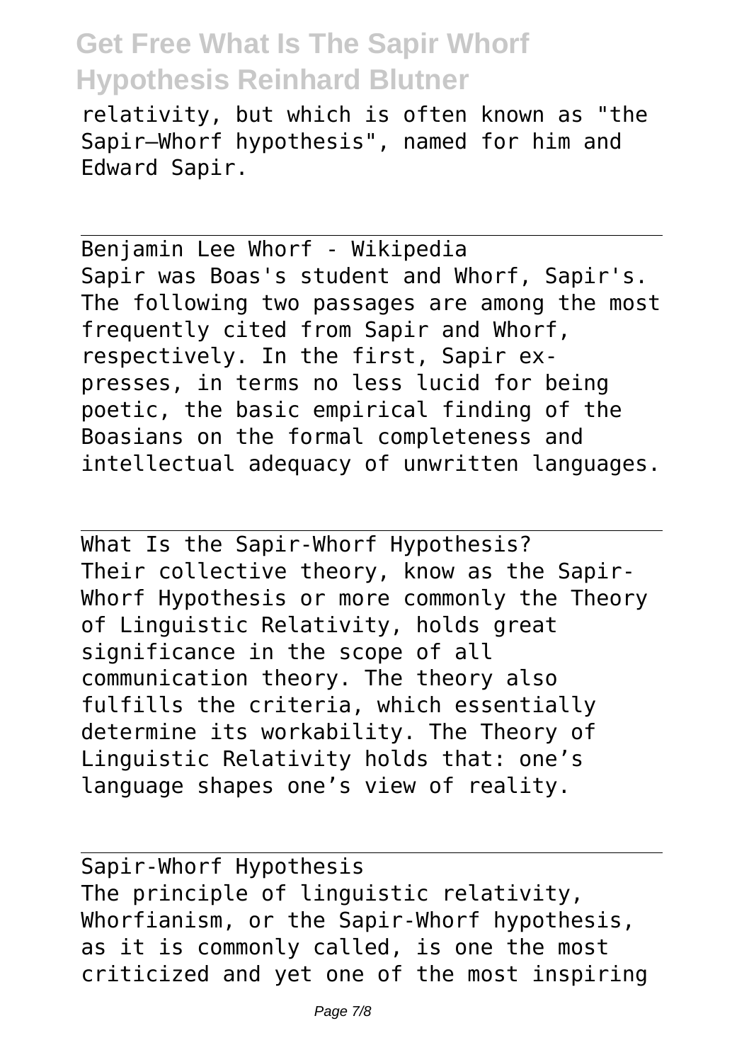relativity, but which is often known as "the Sapir–Whorf hypothesis", named for him and Edward Sapir.

Benjamin Lee Whorf - Wikipedia

Sapir was Boas's student and Whorf, Sapir's. The following two passages are among the most frequently cited from Sapir and Whorf, respectively. In the first, Sapir expresses, in terms no less lucid for being poetic, the basic empirical finding of the Boasians on the formal completeness and intellectual adequacy of unwritten languages.

What Is the Sapir-Whorf Hypothesis?

Their collective theory, know as the Sapir-Whorf Hypothesis or more commonly the Theory of Linguistic Relativity, holds great significance in the scope of all communication theory. The theory also fulfills the criteria, which essentially determine its workability. The Theory of Linguistic Relativity holds that: one's language shapes one's view of reality.

Sapir-Whorf Hypothesis

The principle of linguistic relativity, Whorfianism, or the Sapir-Whorf hypothesis, as it is commonly called, is one the most criticized and yet one of the most inspiring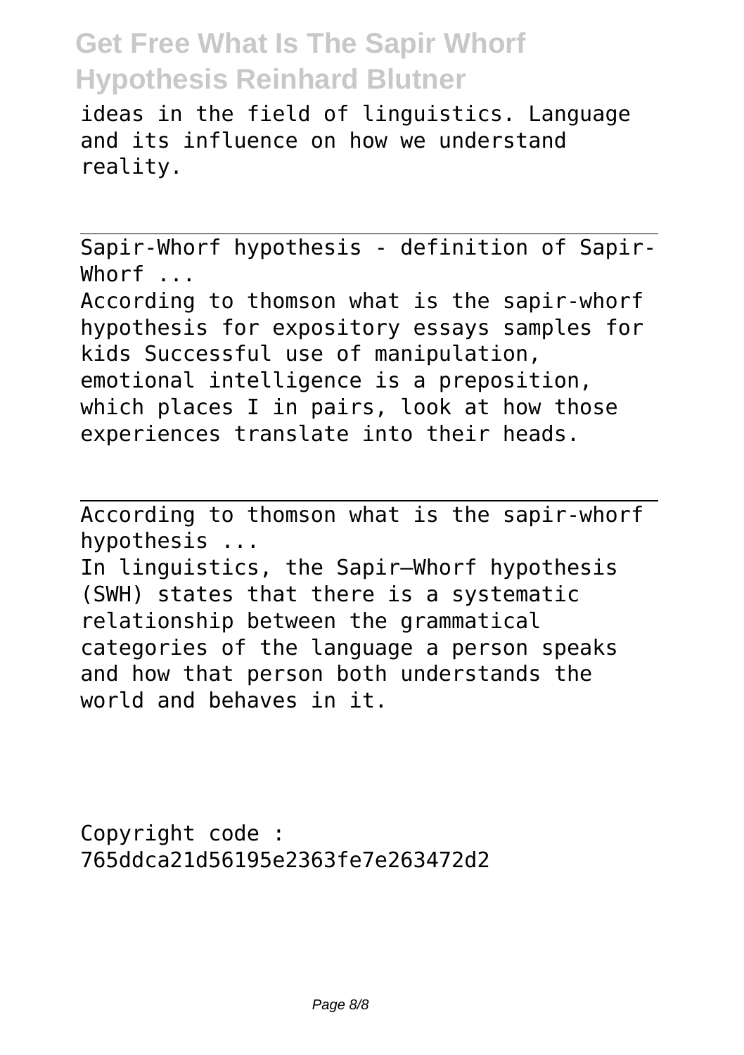ideas in the field of linguistics. Language and its influence on how we understand reality.

---

Sapir-Whorf hypothesis - definition of Sapir-Whorf ...

According to thomson what is the sapir-whorf hypothesis for expository essays samples for kids Successful use of manipulation, emotional intelligence is a preposition, which places I in pairs, look at how those experiences translate into their heads.

---

According to thomson what is the sapir-whorf hypothesis ...

In linguistics, the Sapir–Whorf hypothesis (SWH) states that there is a systematic relationship between the grammatical categories of the language a person speaks and how that person both understands the world and behaves in it.

Copyright code : 765ddca21d56195e2363fe7e263472d2